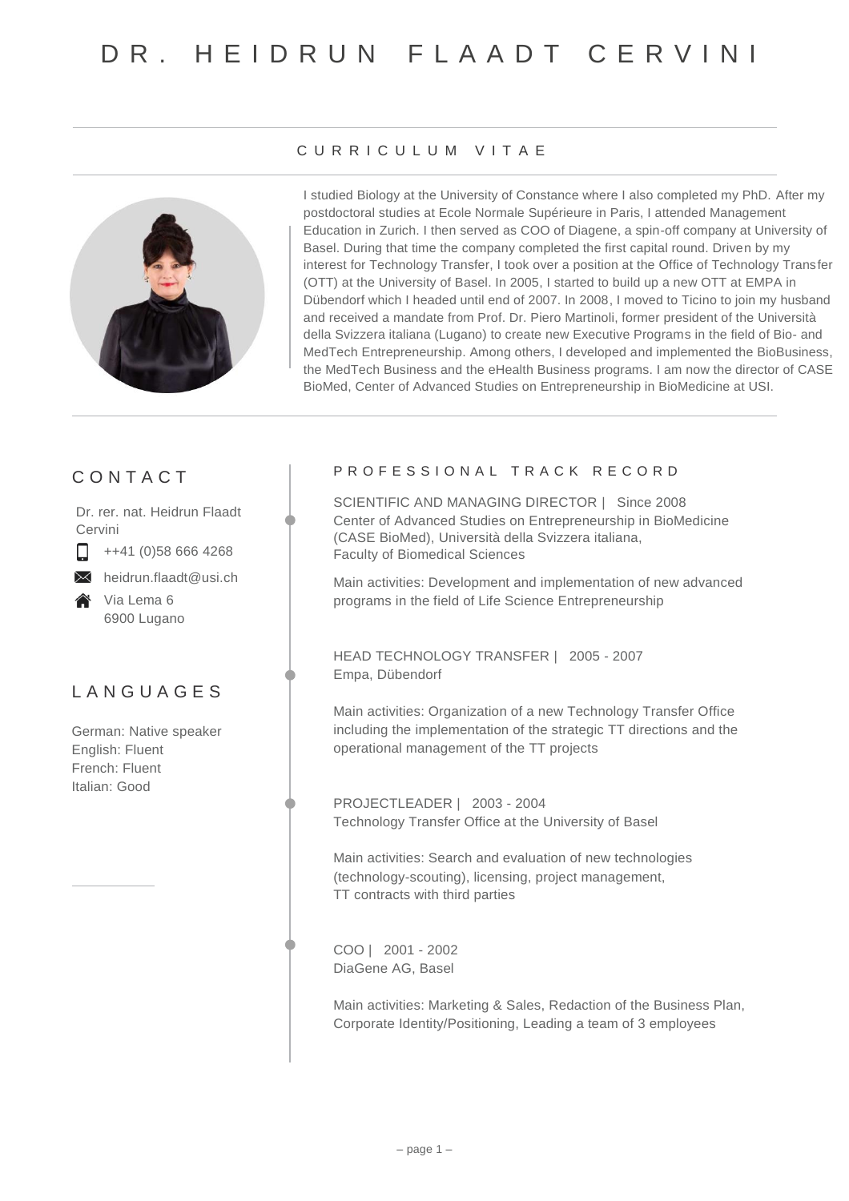# DR. HEIDRUN FLAADT CERVINI

## CURRICULUM VITAE

I studied Biology at the University of Constance where I also completed my PhD. After my postdoctoral studies at Ecole Normale Supérieure in Paris, I attended Management Education in Zurich. I then served as COO of Diagene, a spin-off company at University of Basel. During that time the company completed the first capital round. Driven by my interest for Technology Transfer, I took over a position at the Office of Technology Transfer (OTT) at the University of Basel. In 2005, I started to build up a new OTT at EMPA in Dübendorf which I headed until end of 2007. In 2008, I moved to Ticino to join my husband and received a mandate from Prof. Dr. Piero Martinoli, former president of the Università della Svizzera italiana (Lugano) to create new Executive Programs in the field of Bio- and MedTech Entrepreneurship. Among others, I developed and implemented the BioBusiness, the MedTech Business and the eHealth Business programs. I am now the director of CASE BioMed, Center of Advanced Studies on Entrepreneurship in BioMedicine at USI.

## CONTACT

Dr. rer. nat. Heidrun Flaadt Cervini

++41 (0)58 666 4268

heidrun.flaadt@usi.ch

Via Lema 6
6900 Lugano

## LANGUAGES

German: Native speaker
English: Fluent
French: Fluent
Italian: Good

## PROFESSIONAL TRACK RECORD

SCIENTIFIC AND MANAGING DIRECTOR | Since 2008
Center of Advanced Studies on Entrepreneurship in BioMedicine (CASE BioMed), Università della Svizzera italiana, Faculty of Biomedical Sciences

Main activities: Development and implementation of new advanced programs in the field of Life Science Entrepreneurship

HEAD TECHNOLOGY TRANSFER | 2005 - 2007
Empa, Dübendorf

Main activities: Organization of a new Technology Transfer Office including the implementation of the strategic TT directions and the operational management of the TT projects

PROJECTLEADER | 2003 - 2004
Technology Transfer Office at the University of Basel

Main activities: Search and evaluation of new technologies (technology-scouting), licensing, project management, TT contracts with third parties

COO | 2001 - 2002
DiaGene AG, Basel

Main activities: Marketing & Sales, Redaction of the Business Plan, Corporate Identity/Positioning, Leading a team of 3 employees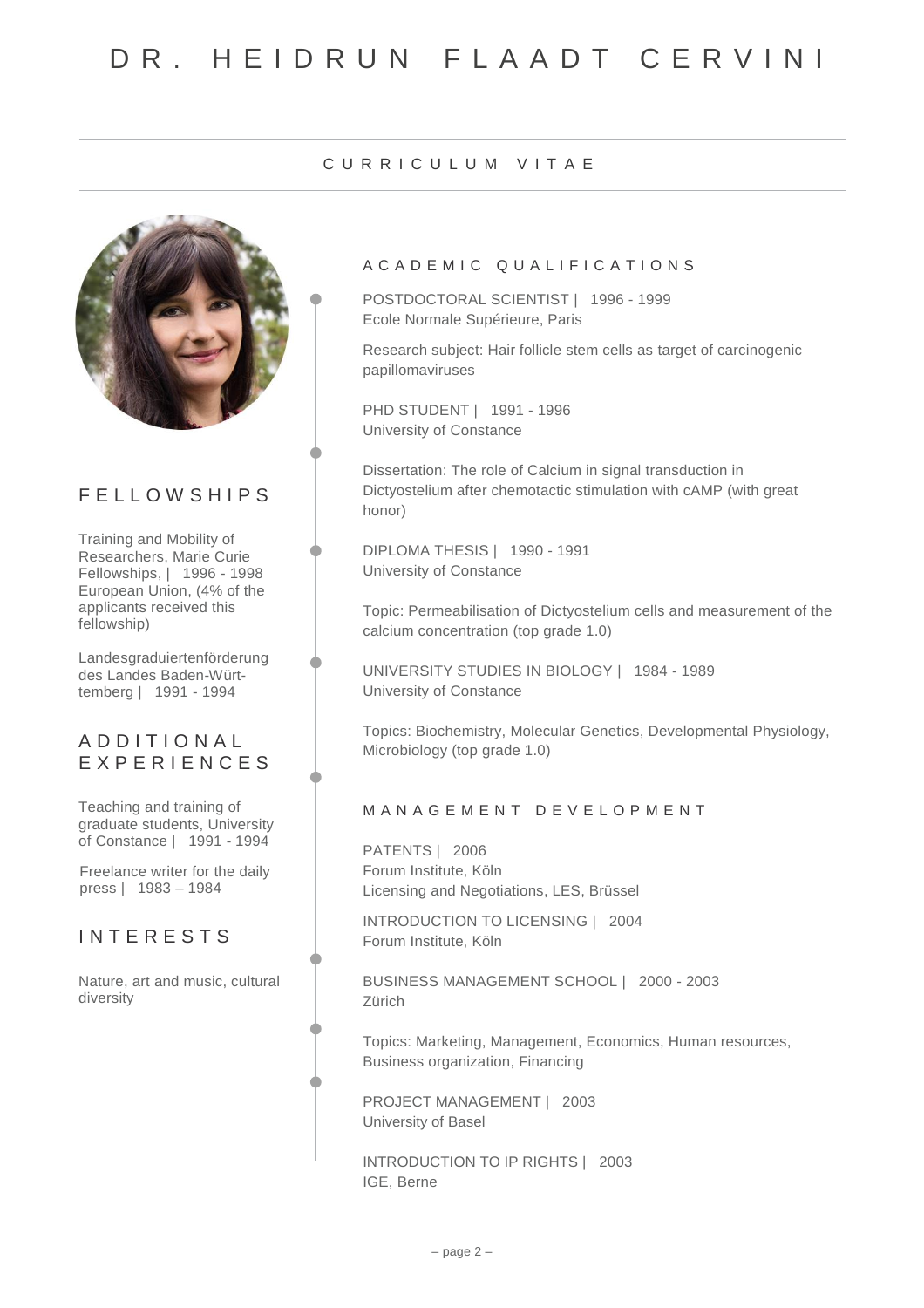# DR. HEIDRUN FLAADT CERVINI

## CURRICULUM VITAE

## FELLOWSHIPS

Training and Mobility of Researchers, Marie Curie Fellowships, | 1996 - 1998 European Union, (4% of the applicants received this fellowship)

Landesgraduiertenförderung des Landes Baden-Württemberg | 1991 - 1994

## ADDITIONAL EXPERIENCES

Teaching and training of graduate students, University of Constance | 1991 - 1994

Freelance writer for the daily press | 1983 – 1984

## INTERESTS

Nature, art and music, cultural diversity

## ACADEMIC QUALIFICATIONS

POSTDOCTORAL SCIENTIST | 1996 - 1999
Ecole Normale Supérieure, Paris

Research subject: Hair follicle stem cells as target of carcinogenic papillomaviruses

PHD STUDENT | 1991 - 1996
University of Constance

Dissertation: The role of Calcium in signal transduction in Dictyostelium after chemotactic stimulation with cAMP (with great honor)

DIPLOMA THESIS | 1990 - 1991
University of Constance

Topic: Permeabilisation of Dictyostelium cells and measurement of the calcium concentration (top grade 1.0)

UNIVERSITY STUDIES IN BIOLOGY | 1984 - 1989
University of Constance

Topics: Biochemistry, Molecular Genetics, Developmental Physiology, Microbiology (top grade 1.0)

## MANAGEMENT DEVELOPMENT

PATENTS | 2006
Forum Institute, Köln
Licensing and Negotiations, LES, Brüssel

INTRODUCTION TO LICENSING | 2004
Forum Institute, Köln

BUSINESS MANAGEMENT SCHOOL | 2000 - 2003
Zürich

Topics: Marketing, Management, Economics, Human resources, Business organization, Financing

PROJECT MANAGEMENT | 2003
University of Basel

INTRODUCTION TO IP RIGHTS | 2003
IGE, Berne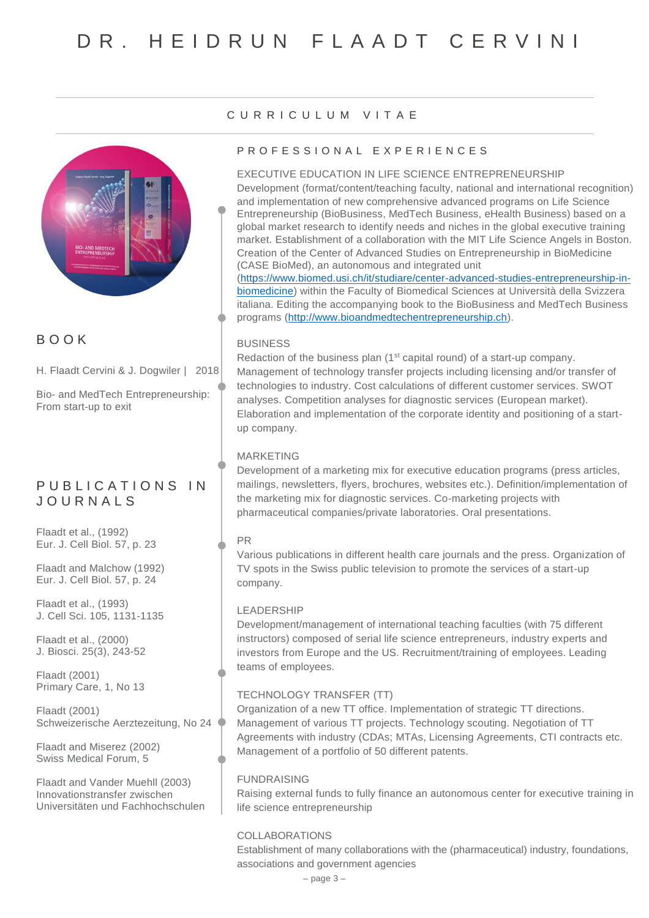# DR. HEIDRUN FLAADT CERVINI

## CURRICULUM VITAE

## BOOK

H. Flaadt Cervini & J. Dogwiler | 2018

Bio- and MedTech Entrepreneurship: From start-up to exit

## PUBLICATIONS IN JOURNALS

Flaadt et al., (1992)
Eur. J. Cell Biol. 57, p. 23

Flaadt and Malchow (1992)
Eur. J. Cell Biol. 57, p. 24

Flaadt et al., (1993)
J. Cell Sci. 105, 1131-1135

Flaadt et al., (2000)
J. Biosci. 25(3), 243-52

Flaadt (2001)
Primary Care, 1, No 13

Flaadt (2001)
Schweizerische Aerztezeitung, No 24

Flaadt and Miserez (2002)
Swiss Medical Forum, 5

Flaadt and Vander Muehll (2003)
Innovationstransfer zwischen Universitäten und Fachhochschulen

## PROFESSIONAL EXPERIENCES

### EXECUTIVE EDUCATION IN LIFE SCIENCE ENTREPRENEURSHIP

Development (format/content/teaching faculty, national and international recognition) and implementation of new comprehensive advanced programs on Life Science Entrepreneurship (BioBusiness, MedTech Business, eHealth Business) based on a global market research to identify needs and niches in the global executive training market. Establishment of a collaboration with the MIT Life Science Angels in Boston. Creation of the Center of Advanced Studies on Entrepreneurship in BioMedicine (CASE BioMed), an autonomous and integrated unit (https://www.biomed.usi.ch/it/studiare/center-advanced-studies-entrepreneurship-in-biomedicine) within the Faculty of Biomedical Sciences at Università della Svizzera italiana. Editing the accompanying book to the BioBusiness and MedTech Business programs (http://www.bioandmedtechentrepreneurship.ch).

### BUSINESS

Redaction of the business plan (1st capital round) of a start-up company. Management of technology transfer projects including licensing and/or transfer of technologies to industry. Cost calculations of different customer services. SWOT analyses. Competition analyses for diagnostic services (European market). Elaboration and implementation of the corporate identity and positioning of a start-up company.

### MARKETING

Development of a marketing mix for executive education programs (press articles, mailings, newsletters, flyers, brochures, websites etc.). Definition/implementation of the marketing mix for diagnostic services. Co-marketing projects with pharmaceutical companies/private laboratories. Oral presentations.

### PR

Various publications in different health care journals and the press. Organization of TV spots in the Swiss public television to promote the services of a start-up company.

### LEADERSHIP

Development/management of international teaching faculties (with 75 different instructors) composed of serial life science entrepreneurs, industry experts and investors from Europe and the US. Recruitment/training of employees. Leading teams of employees.

### TECHNOLOGY TRANSFER (TT)

Organization of a new TT office. Implementation of strategic TT directions. Management of various TT projects. Technology scouting. Negotiation of TT Agreements with industry (CDAs; MTAs, Licensing Agreements, CTI contracts etc. Management of a portfolio of 50 different patents.

### FUNDRAISING

Raising external funds to fully finance an autonomous center for executive training in life science entrepreneurship

### COLLABORATIONS

Establishment of many collaborations with the (pharmaceutical) industry, foundations, associations and government agencies